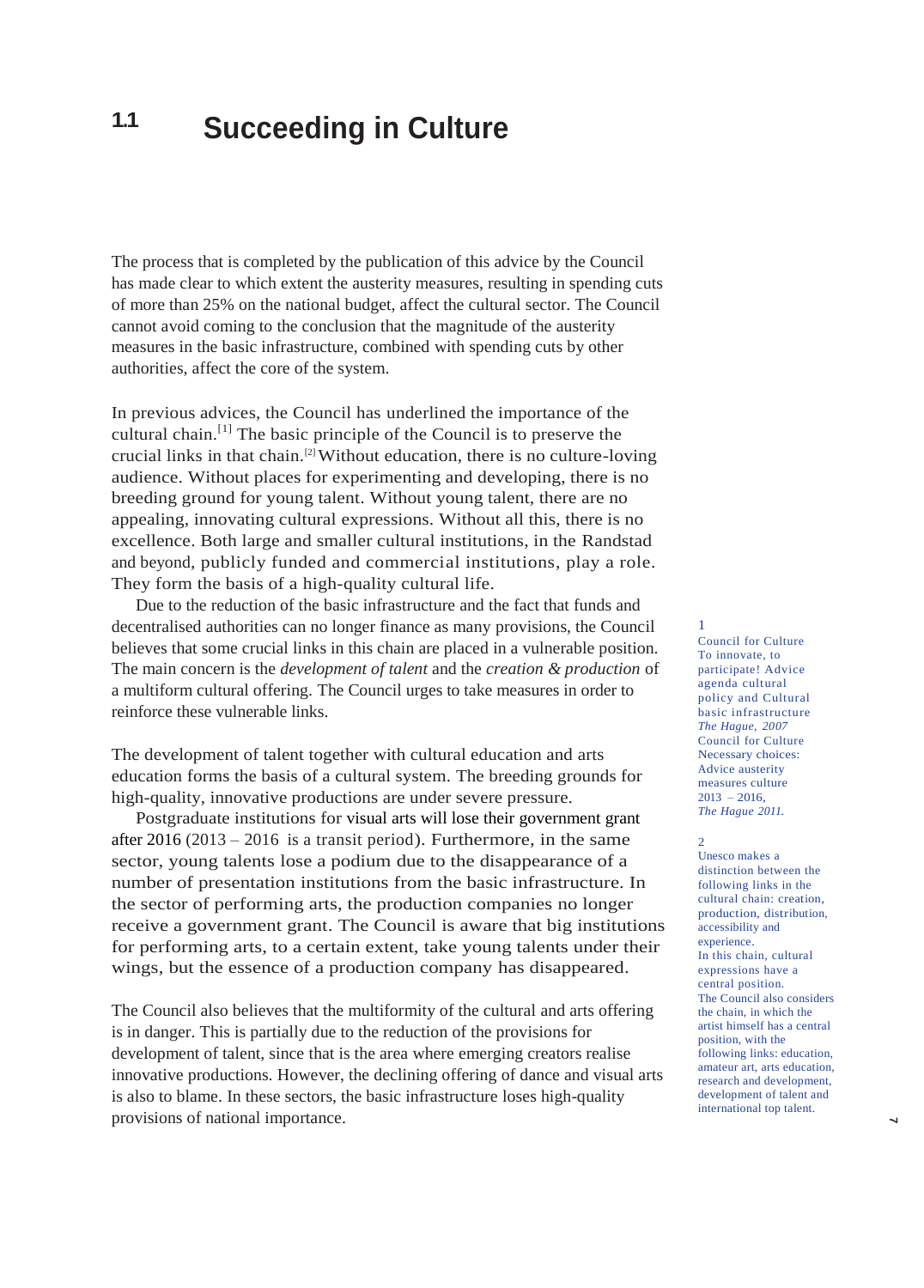# 1.1 Succeeding in Culture

The process that is completed by the publication of this advice by the Council has made clear to which extent the austerity measures, resulting in spending cuts of more than 25% on the national budget, affect the cultural sector. The Council cannot avoid coming to the conclusion that the magnitude of the austerity measures in the basic infrastructure, combined with spending cuts by other authorities, affect the core of the system.

In previous advices, the Council has underlined the importance of the cultural chain.[1] The basic principle of the Council is to preserve the crucial links in that chain.[2] Without education, there is no culture-loving audience. Without places for experimenting and developing, there is no breeding ground for young talent. Without young talent, there are no appealing, innovating cultural expressions. Without all this, there is no excellence. Both large and smaller cultural institutions, in the Randstad and beyond, publicly funded and commercial institutions, play a role. They form the basis of a high-quality cultural life.

Due to the reduction of the basic infrastructure and the fact that funds and decentralised authorities can no longer finance as many provisions, the Council believes that some crucial links in this chain are placed in a vulnerable position. The main concern is the *development of talent* and the *creation & production* of a multiform cultural offering. The Council urges to take measures in order to reinforce these vulnerable links.

The development of talent together with cultural education and arts education forms the basis of a cultural system. The breeding grounds for high-quality, innovative productions are under severe pressure.

Postgraduate institutions for visual arts will lose their government grant after 2016 (2013 – 2016 is a transit period). Furthermore, in the same sector, young talents lose a podium due to the disappearance of a number of presentation institutions from the basic infrastructure. In the sector of performing arts, the production companies no longer receive a government grant. The Council is aware that big institutions for performing arts, to a certain extent, take young talents under their wings, but the essence of a production company has disappeared.

The Council also believes that the multiformity of the cultural and arts offering is in danger. This is partially due to the reduction of the provisions for development of talent, since that is the area where emerging creators realise innovative productions. However, the declining offering of dance and visual arts is also to blame. In these sectors, the basic infrastructure loses high-quality provisions of national importance.

1
Council for Culture To innovate, to participate! Advice agenda cultural policy and Cultural basic infrastructure *The Hague, 2007*
Council for Culture Necessary choices: Advice austerity measures culture 2013 – 2016, *The Hague 2011.*

2
Unesco makes a distinction between the following links in the cultural chain: creation, production, distribution, accessibility and experience.
In this chain, cultural expressions have a central position.
The Council also considers the chain, in which the artist himself has a central position, with the following links: education, amateur art, arts education, research and development, development of talent and international top talent.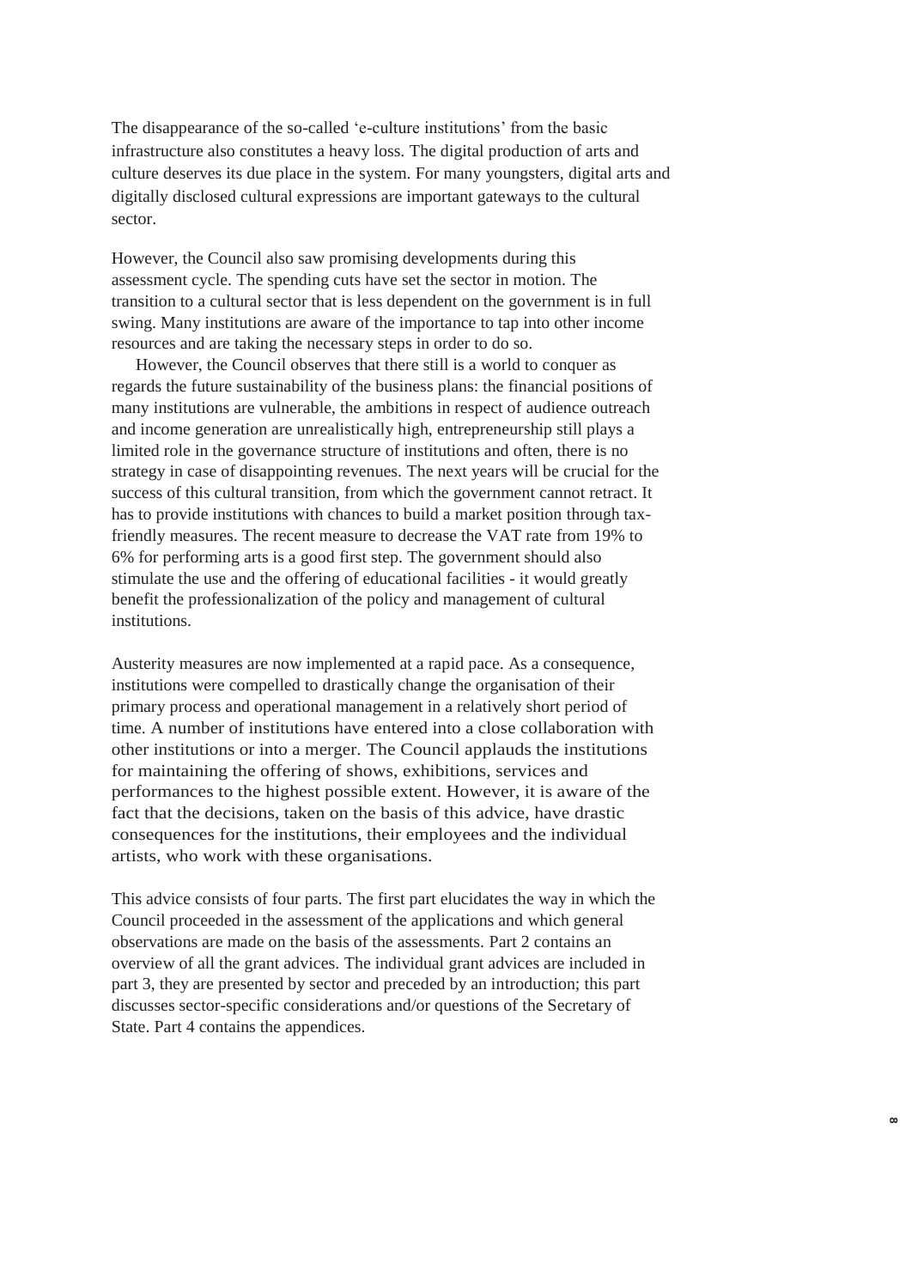The disappearance of the so-called 'e-culture institutions' from the basic infrastructure also constitutes a heavy loss. The digital production of arts and culture deserves its due place in the system. For many youngsters, digital arts and digitally disclosed cultural expressions are important gateways to the cultural sector.

However, the Council also saw promising developments during this assessment cycle. The spending cuts have set the sector in motion. The transition to a cultural sector that is less dependent on the government is in full swing. Many institutions are aware of the importance to tap into other income resources and are taking the necessary steps in order to do so.

However, the Council observes that there still is a world to conquer as regards the future sustainability of the business plans: the financial positions of many institutions are vulnerable, the ambitions in respect of audience outreach and income generation are unrealistically high, entrepreneurship still plays a limited role in the governance structure of institutions and often, there is no strategy in case of disappointing revenues. The next years will be crucial for the success of this cultural transition, from which the government cannot retract. It has to provide institutions with chances to build a market position through tax-friendly measures. The recent measure to decrease the VAT rate from 19% to 6% for performing arts is a good first step. The government should also stimulate the use and the offering of educational facilities - it would greatly benefit the professionalization of the policy and management of cultural institutions.

Austerity measures are now implemented at a rapid pace. As a consequence, institutions were compelled to drastically change the organisation of their primary process and operational management in a relatively short period of time. A number of institutions have entered into a close collaboration with other institutions or into a merger. The Council applauds the institutions for maintaining the offering of shows, exhibitions, services and performances to the highest possible extent. However, it is aware of the fact that the decisions, taken on the basis of this advice, have drastic consequences for the institutions, their employees and the individual artists, who work with these organisations.

This advice consists of four parts. The first part elucidates the way in which the Council proceeded in the assessment of the applications and which general observations are made on the basis of the assessments. Part 2 contains an overview of all the grant advices. The individual grant advices are included in part 3, they are presented by sector and preceded by an introduction; this part discusses sector-specific considerations and/or questions of the Secretary of State. Part 4 contains the appendices.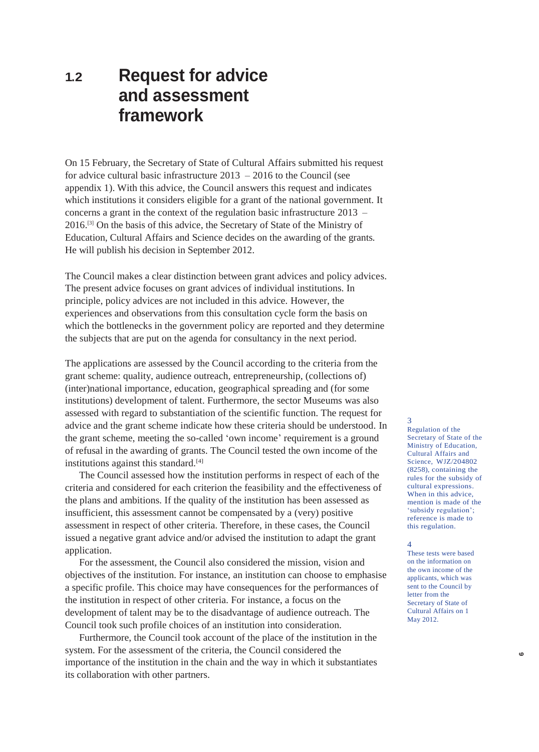## 1.2 Request for advice and assessment framework

On 15 February, the Secretary of State of Cultural Affairs submitted his request for advice cultural basic infrastructure 2013 – 2016 to the Council (see appendix 1). With this advice, the Council answers this request and indicates which institutions it considers eligible for a grant of the national government. It concerns a grant in the context of the regulation basic infrastructure 2013 – 2016.[3] On the basis of this advice, the Secretary of State of the Ministry of Education, Cultural Affairs and Science decides on the awarding of the grants. He will publish his decision in September 2012.

The Council makes a clear distinction between grant advices and policy advices. The present advice focuses on grant advices of individual institutions. In principle, policy advices are not included in this advice. However, the experiences and observations from this consultation cycle form the basis on which the bottlenecks in the government policy are reported and they determine the subjects that are put on the agenda for consultancy in the next period.

The applications are assessed by the Council according to the criteria from the grant scheme: quality, audience outreach, entrepreneurship, (collections of) (inter)national importance, education, geographical spreading and (for some institutions) development of talent. Furthermore, the sector Museums was also assessed with regard to substantiation of the scientific function. The request for advice and the grant scheme indicate how these criteria should be understood. In the grant scheme, meeting the so-called 'own income' requirement is a ground of refusal in the awarding of grants. The Council tested the own income of the institutions against this standard.[4]

The Council assessed how the institution performs in respect of each of the criteria and considered for each criterion the feasibility and the effectiveness of the plans and ambitions. If the quality of the institution has been assessed as insufficient, this assessment cannot be compensated by a (very) positive assessment in respect of other criteria. Therefore, in these cases, the Council issued a negative grant advice and/or advised the institution to adapt the grant application.

For the assessment, the Council also considered the mission, vision and objectives of the institution. For instance, an institution can choose to emphasise a specific profile. This choice may have consequences for the performances of the institution in respect of other criteria. For instance, a focus on the development of talent may be to the disadvantage of audience outreach. The Council took such profile choices of an institution into consideration.

Furthermore, the Council took account of the place of the institution in the system. For the assessment of the criteria, the Council considered the importance of the institution in the chain and the way in which it substantiates its collaboration with other partners.

3
Regulation of the Secretary of State of the Ministry of Education, Cultural Affairs and Science, WJZ/204802 (8258), containing the rules for the subsidy of cultural expressions. When in this advice, mention is made of the 'subsidy regulation'; reference is made to this regulation.

4
These tests were based on the information on the own income of the applicants, which was sent to the Council by letter from the Secretary of State of Cultural Affairs on 1 May 2012.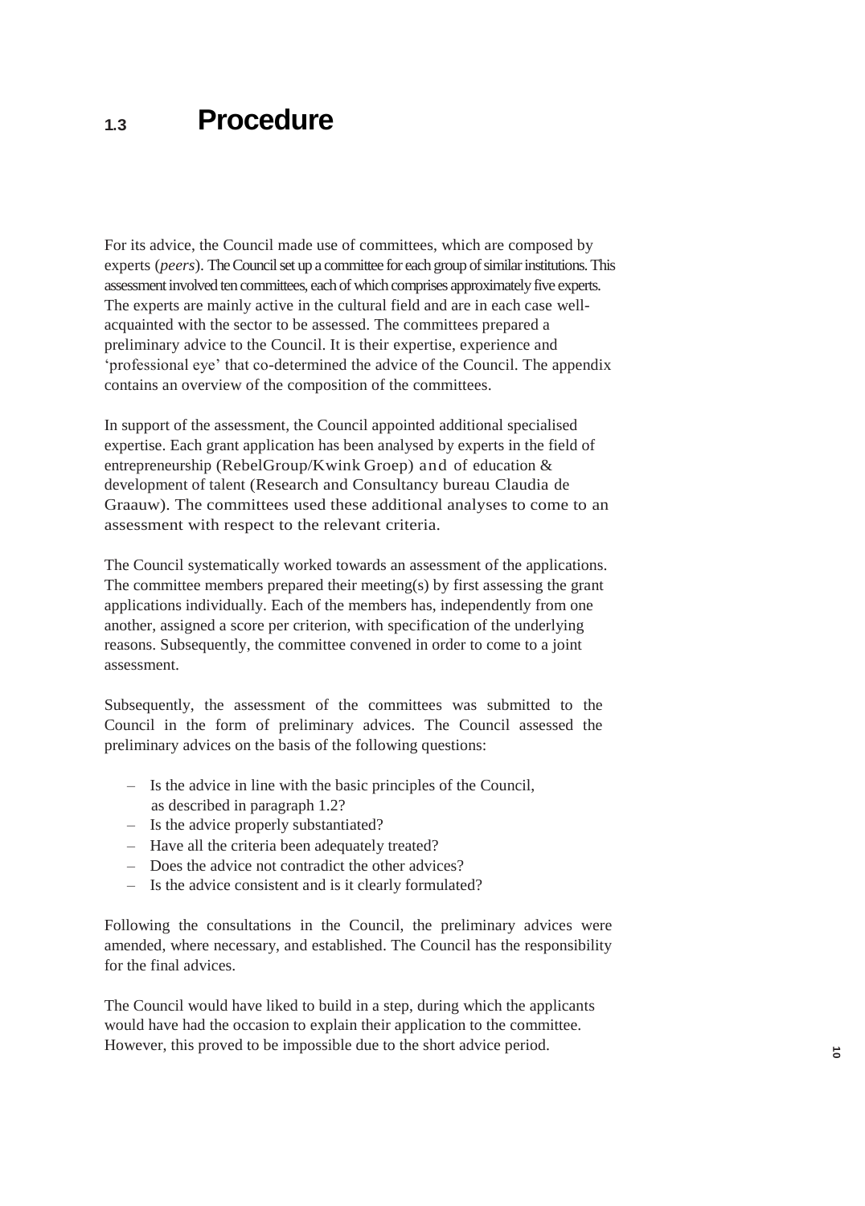## 1.3 Procedure

For its advice, the Council made use of committees, which are composed by experts (*peers*). The Council set up a committee for each group of similar institutions. This assessment involved ten committees, each of which comprises approximately five experts. The experts are mainly active in the cultural field and are in each case well-acquainted with the sector to be assessed. The committees prepared a preliminary advice to the Council. It is their expertise, experience and 'professional eye' that co-determined the advice of the Council. The appendix contains an overview of the composition of the committees.

In support of the assessment, the Council appointed additional specialised expertise. Each grant application has been analysed by experts in the field of entrepreneurship (RebelGroup/Kwink Groep) and of education & development of talent (Research and Consultancy bureau Claudia de Graauw). The committees used these additional analyses to come to an assessment with respect to the relevant criteria.

The Council systematically worked towards an assessment of the applications. The committee members prepared their meeting(s) by first assessing the grant applications individually. Each of the members has, independently from one another, assigned a score per criterion, with specification of the underlying reasons. Subsequently, the committee convened in order to come to a joint assessment.

Subsequently, the assessment of the committees was submitted to the Council in the form of preliminary advices. The Council assessed the preliminary advices on the basis of the following questions:

- Is the advice in line with the basic principles of the Council, as described in paragraph 1.2?
- Is the advice properly substantiated?
- Have all the criteria been adequately treated?
- Does the advice not contradict the other advices?
- Is the advice consistent and is it clearly formulated?

Following the consultations in the Council, the preliminary advices were amended, where necessary, and established. The Council has the responsibility for the final advices.

The Council would have liked to build in a step, during which the applicants would have had the occasion to explain their application to the committee. However, this proved to be impossible due to the short advice period.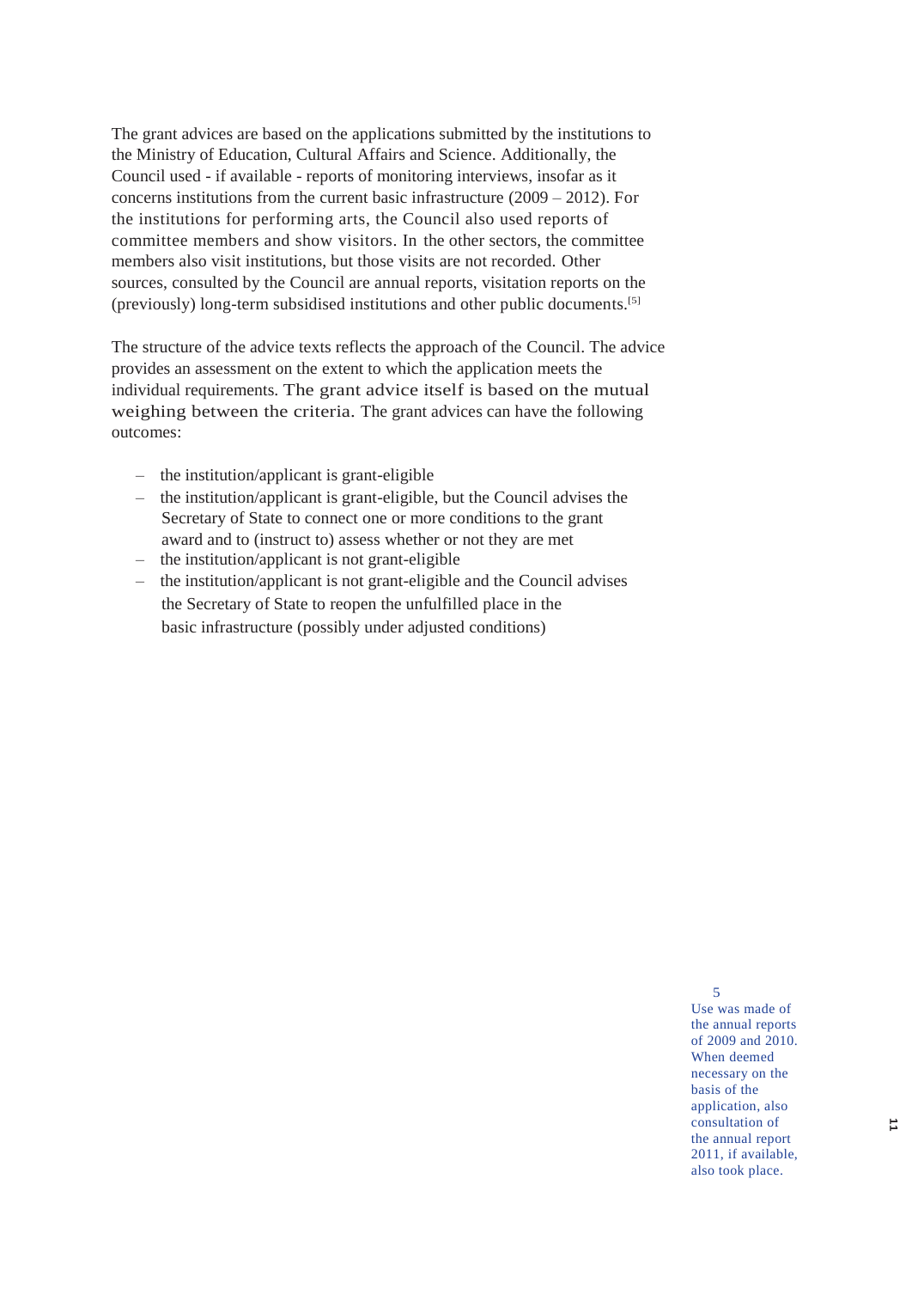The grant advices are based on the applications submitted by the institutions to the Ministry of Education, Cultural Affairs and Science. Additionally, the Council used - if available - reports of monitoring interviews, insofar as it concerns institutions from the current basic infrastructure (2009 – 2012). For the institutions for performing arts, the Council also used reports of committee members and show visitors. In the other sectors, the committee members also visit institutions, but those visits are not recorded. Other sources, consulted by the Council are annual reports, visitation reports on the (previously) long-term subsidised institutions and other public documents.[5]

The structure of the advice texts reflects the approach of the Council. The advice provides an assessment on the extent to which the application meets the individual requirements. The grant advice itself is based on the mutual weighing between the criteria. The grant advices can have the following outcomes:

- the institution/applicant is grant-eligible
- the institution/applicant is grant-eligible, but the Council advises the Secretary of State to connect one or more conditions to the grant award and to (instruct to) assess whether or not they are met
- the institution/applicant is not grant-eligible
- the institution/applicant is not grant-eligible and the Council advises the Secretary of State to reopen the unfulfilled place in the basic infrastructure (possibly under adjusted conditions)

[5] Use was made of the annual reports of 2009 and 2010. When deemed necessary on the basis of the application, also consultation of the annual report 2011, if available, also took place.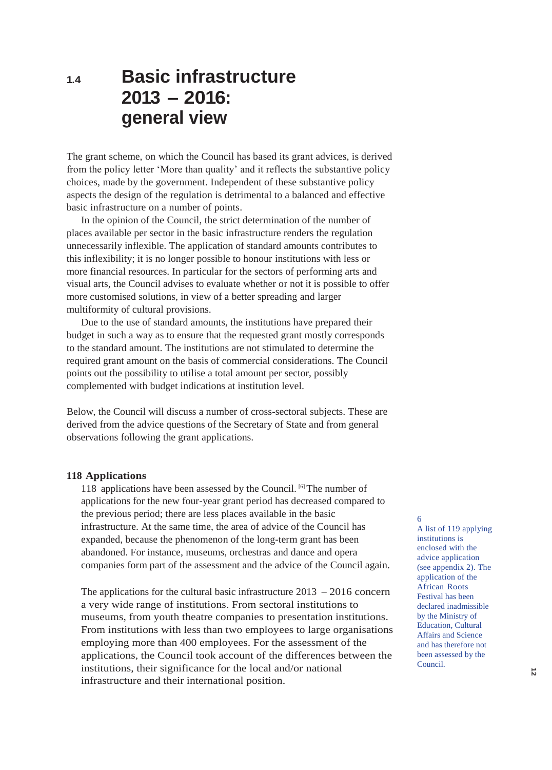## 1.4 Basic infrastructure 2013 – 2016: general view

The grant scheme, on which the Council has based its grant advices, is derived from the policy letter 'More than quality' and it reflects the substantive policy choices, made by the government. Independent of these substantive policy aspects the design of the regulation is detrimental to a balanced and effective basic infrastructure on a number of points.

In the opinion of the Council, the strict determination of the number of places available per sector in the basic infrastructure renders the regulation unnecessarily inflexible. The application of standard amounts contributes to this inflexibility; it is no longer possible to honour institutions with less or more financial resources. In particular for the sectors of performing arts and visual arts, the Council advises to evaluate whether or not it is possible to offer more customised solutions, in view of a better spreading and larger multiformity of cultural provisions.

Due to the use of standard amounts, the institutions have prepared their budget in such a way as to ensure that the requested grant mostly corresponds to the standard amount. The institutions are not stimulated to determine the required grant amount on the basis of commercial considerations. The Council points out the possibility to utilise a total amount per sector, possibly complemented with budget indications at institution level.

Below, the Council will discuss a number of cross-sectoral subjects. These are derived from the advice questions of the Secretary of State and from general observations following the grant applications.

**118 Applications**

118 applications have been assessed by the Council. [6] The number of applications for the new four-year grant period has decreased compared to the previous period; there are less places available in the basic infrastructure. At the same time, the area of advice of the Council has expanded, because the phenomenon of the long-term grant has been abandoned. For instance, museums, orchestras and dance and opera companies form part of the assessment and the advice of the Council again.

The applications for the cultural basic infrastructure 2013 – 2016 concern a very wide range of institutions. From sectoral institutions to museums, from youth theatre companies to presentation institutions. From institutions with less than two employees to large organisations employing more than 400 employees. For the assessment of the applications, the Council took account of the differences between the institutions, their significance for the local and/or national infrastructure and their international position.

6 A list of 119 applying institutions is enclosed with the advice application (see appendix 2). The application of the African Roots Festival has been declared inadmissible by the Ministry of Education, Cultural Affairs and Science and has therefore not been assessed by the Council.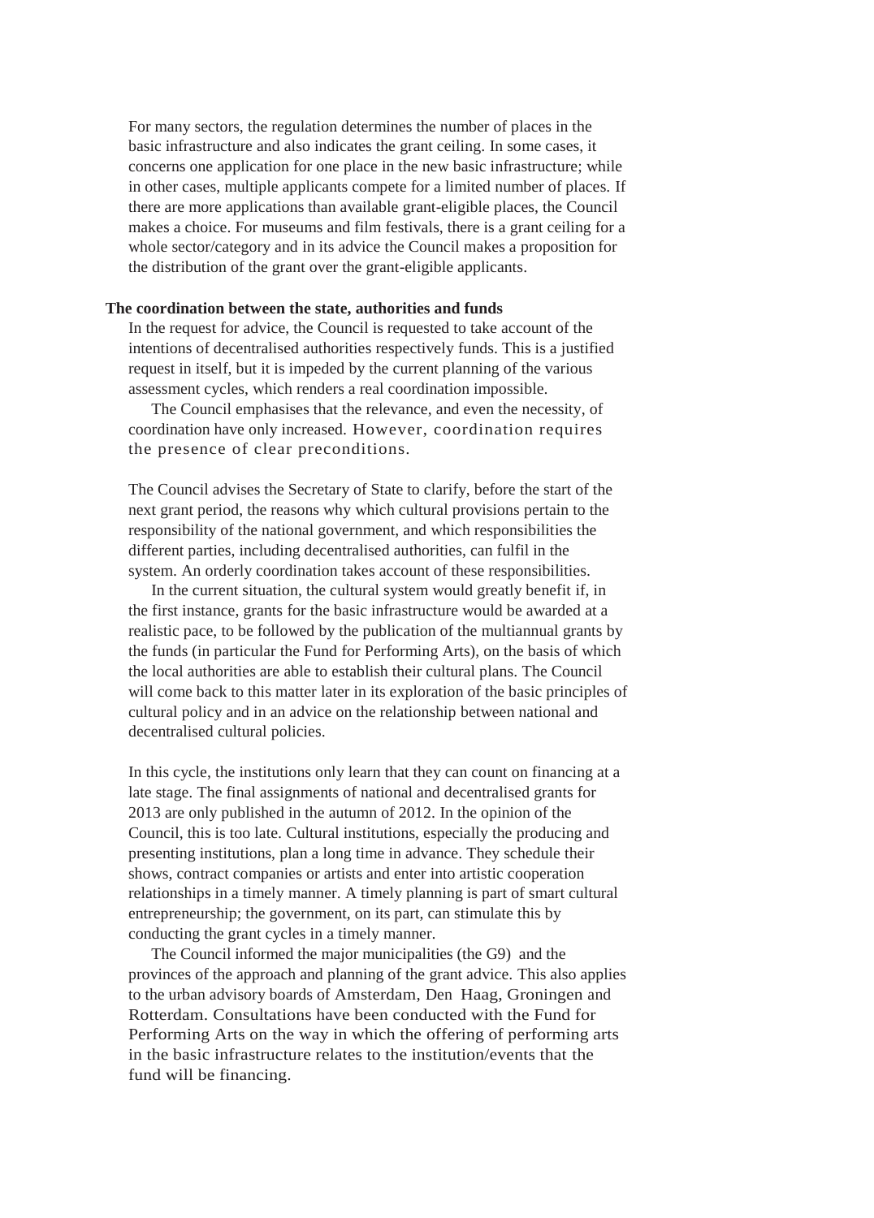For many sectors, the regulation determines the number of places in the basic infrastructure and also indicates the grant ceiling. In some cases, it concerns one application for one place in the new basic infrastructure; while in other cases, multiple applicants compete for a limited number of places. If there are more applications than available grant-eligible places, the Council makes a choice. For museums and film festivals, there is a grant ceiling for a whole sector/category and in its advice the Council makes a proposition for the distribution of the grant over the grant-eligible applicants.

**The coordination between the state, authorities and funds**

In the request for advice, the Council is requested to take account of the intentions of decentralised authorities respectively funds. This is a justified request in itself, but it is impeded by the current planning of the various assessment cycles, which renders a real coordination impossible.

The Council emphasises that the relevance, and even the necessity, of coordination have only increased. However, coordination requires the presence of clear preconditions.

The Council advises the Secretary of State to clarify, before the start of the next grant period, the reasons why which cultural provisions pertain to the responsibility of the national government, and which responsibilities the different parties, including decentralised authorities, can fulfil in the system. An orderly coordination takes account of these responsibilities.

In the current situation, the cultural system would greatly benefit if, in the first instance, grants for the basic infrastructure would be awarded at a realistic pace, to be followed by the publication of the multiannual grants by the funds (in particular the Fund for Performing Arts), on the basis of which the local authorities are able to establish their cultural plans. The Council will come back to this matter later in its exploration of the basic principles of cultural policy and in an advice on the relationship between national and decentralised cultural policies.

In this cycle, the institutions only learn that they can count on financing at a late stage. The final assignments of national and decentralised grants for 2013 are only published in the autumn of 2012. In the opinion of the Council, this is too late. Cultural institutions, especially the producing and presenting institutions, plan a long time in advance. They schedule their shows, contract companies or artists and enter into artistic cooperation relationships in a timely manner. A timely planning is part of smart cultural entrepreneurship; the government, on its part, can stimulate this by conducting the grant cycles in a timely manner.

The Council informed the major municipalities (the G9) and the provinces of the approach and planning of the grant advice. This also applies to the urban advisory boards of Amsterdam, Den Haag, Groningen and Rotterdam. Consultations have been conducted with the Fund for Performing Arts on the way in which the offering of performing arts in the basic infrastructure relates to the institution/events that the fund will be financing.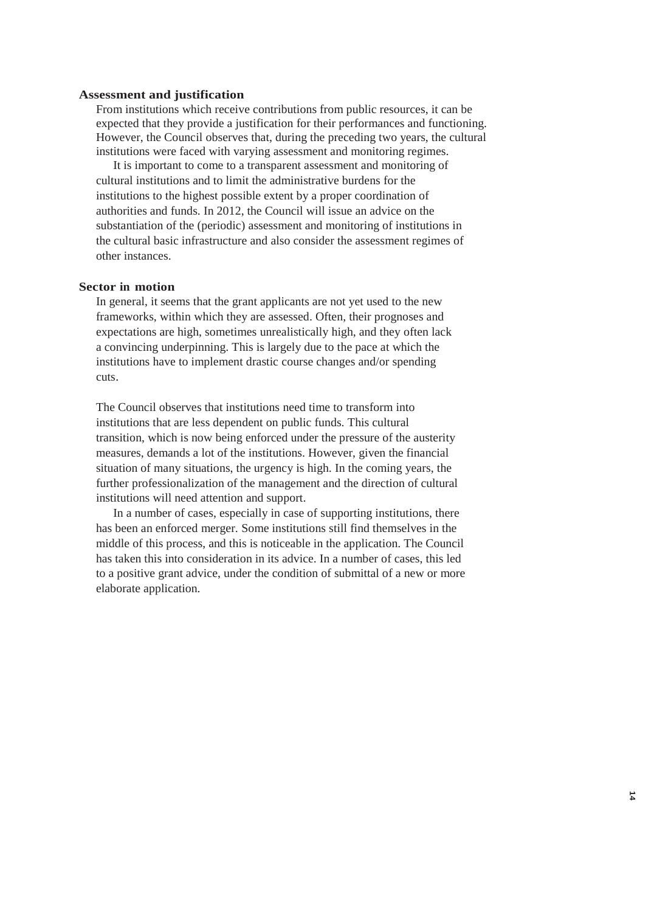### Assessment and justification

From institutions which receive contributions from public resources, it can be expected that they provide a justification for their performances and functioning. However, the Council observes that, during the preceding two years, the cultural institutions were faced with varying assessment and monitoring regimes.

It is important to come to a transparent assessment and monitoring of cultural institutions and to limit the administrative burdens for the institutions to the highest possible extent by a proper coordination of authorities and funds. In 2012, the Council will issue an advice on the substantiation of the (periodic) assessment and monitoring of institutions in the cultural basic infrastructure and also consider the assessment regimes of other instances.

### Sector in motion

In general, it seems that the grant applicants are not yet used to the new frameworks, within which they are assessed. Often, their prognoses and expectations are high, sometimes unrealistically high, and they often lack a convincing underpinning. This is largely due to the pace at which the institutions have to implement drastic course changes and/or spending cuts.

The Council observes that institutions need time to transform into institutions that are less dependent on public funds. This cultural transition, which is now being enforced under the pressure of the austerity measures, demands a lot of the institutions. However, given the financial situation of many situations, the urgency is high. In the coming years, the further professionalization of the management and the direction of cultural institutions will need attention and support.

In a number of cases, especially in case of supporting institutions, there has been an enforced merger. Some institutions still find themselves in the middle of this process, and this is noticeable in the application. The Council has taken this into consideration in its advice. In a number of cases, this led to a positive grant advice, under the condition of submittal of a new or more elaborate application.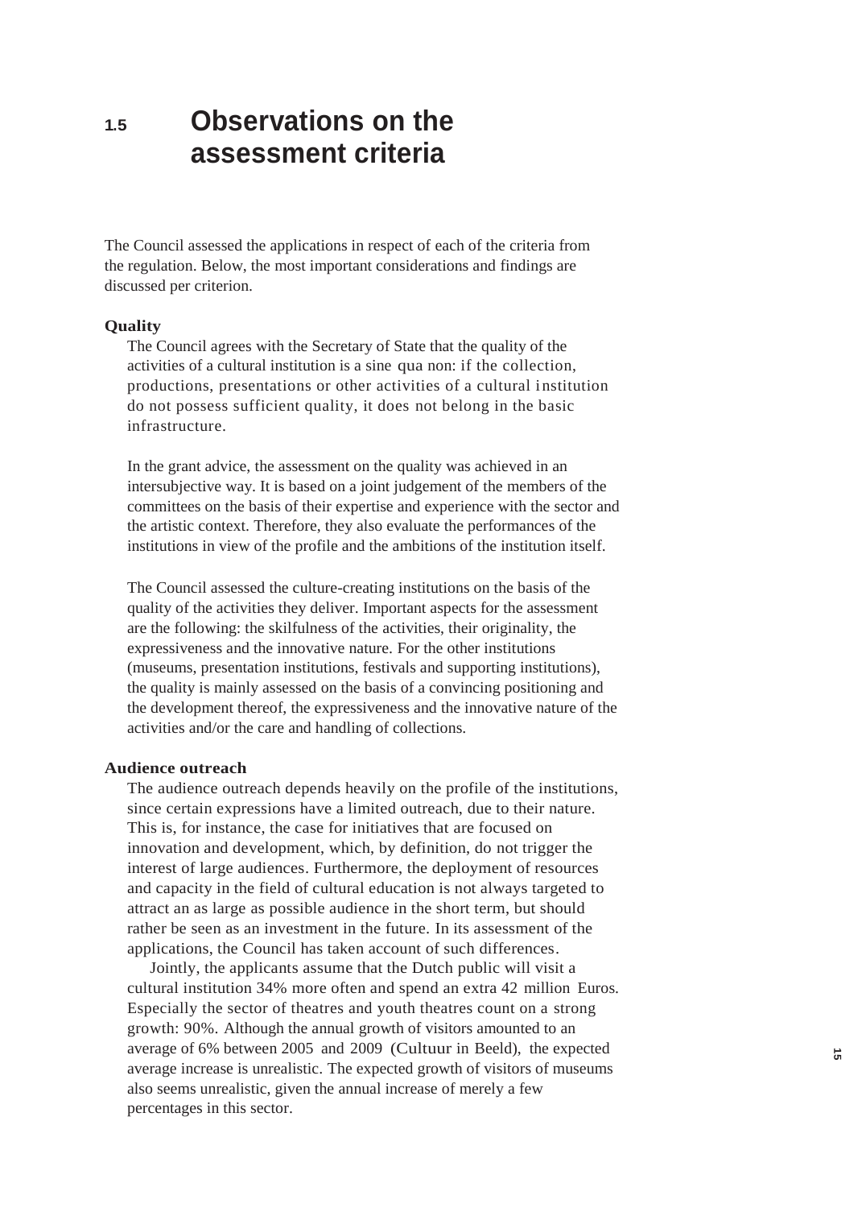## 1.5 Observations on the assessment criteria

The Council assessed the applications in respect of each of the criteria from the regulation. Below, the most important considerations and findings are discussed per criterion.

### Quality

The Council agrees with the Secretary of State that the quality of the activities of a cultural institution is a sine qua non: if the collection, productions, presentations or other activities of a cultural institution do not possess sufficient quality, it does not belong in the basic infrastructure.

In the grant advice, the assessment on the quality was achieved in an intersubjective way. It is based on a joint judgement of the members of the committees on the basis of their expertise and experience with the sector and the artistic context. Therefore, they also evaluate the performances of the institutions in view of the profile and the ambitions of the institution itself.

The Council assessed the culture-creating institutions on the basis of the quality of the activities they deliver. Important aspects for the assessment are the following: the skilfulness of the activities, their originality, the expressiveness and the innovative nature. For the other institutions (museums, presentation institutions, festivals and supporting institutions), the quality is mainly assessed on the basis of a convincing positioning and the development thereof, the expressiveness and the innovative nature of the activities and/or the care and handling of collections.

### Audience outreach

The audience outreach depends heavily on the profile of the institutions, since certain expressions have a limited outreach, due to their nature. This is, for instance, the case for initiatives that are focused on innovation and development, which, by definition, do not trigger the interest of large audiences. Furthermore, the deployment of resources and capacity in the field of cultural education is not always targeted to attract an as large as possible audience in the short term, but should rather be seen as an investment in the future. In its assessment of the applications, the Council has taken account of such differences.

Jointly, the applicants assume that the Dutch public will visit a cultural institution 34% more often and spend an extra 42 million Euros. Especially the sector of theatres and youth theatres count on a strong growth: 90%. Although the annual growth of visitors amounted to an average of 6% between 2005 and 2009 (Cultuur in Beeld), the expected average increase is unrealistic. The expected growth of visitors of museums also seems unrealistic, given the annual increase of merely a few percentages in this sector.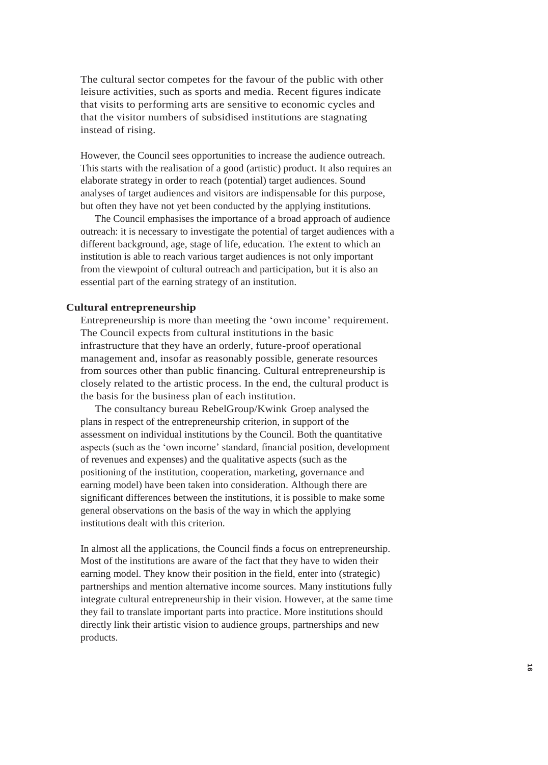The cultural sector competes for the favour of the public with other leisure activities, such as sports and media. Recent figures indicate that visits to performing arts are sensitive to economic cycles and that the visitor numbers of subsidised institutions are stagnating instead of rising.

However, the Council sees opportunities to increase the audience outreach. This starts with the realisation of a good (artistic) product. It also requires an elaborate strategy in order to reach (potential) target audiences. Sound analyses of target audiences and visitors are indispensable for this purpose, but often they have not yet been conducted by the applying institutions.

The Council emphasises the importance of a broad approach of audience outreach: it is necessary to investigate the potential of target audiences with a different background, age, stage of life, education. The extent to which an institution is able to reach various target audiences is not only important from the viewpoint of cultural outreach and participation, but it is also an essential part of the earning strategy of an institution.

### Cultural entrepreneurship

Entrepreneurship is more than meeting the 'own income' requirement. The Council expects from cultural institutions in the basic infrastructure that they have an orderly, future-proof operational management and, insofar as reasonably possible, generate resources from sources other than public financing. Cultural entrepreneurship is closely related to the artistic process. In the end, the cultural product is the basis for the business plan of each institution.

The consultancy bureau RebelGroup/Kwink Groep analysed the plans in respect of the entrepreneurship criterion, in support of the assessment on individual institutions by the Council. Both the quantitative aspects (such as the 'own income' standard, financial position, development of revenues and expenses) and the qualitative aspects (such as the positioning of the institution, cooperation, marketing, governance and earning model) have been taken into consideration. Although there are significant differences between the institutions, it is possible to make some general observations on the basis of the way in which the applying institutions dealt with this criterion.

In almost all the applications, the Council finds a focus on entrepreneurship. Most of the institutions are aware of the fact that they have to widen their earning model. They know their position in the field, enter into (strategic) partnerships and mention alternative income sources. Many institutions fully integrate cultural entrepreneurship in their vision. However, at the same time they fail to translate important parts into practice. More institutions should directly link their artistic vision to audience groups, partnerships and new products.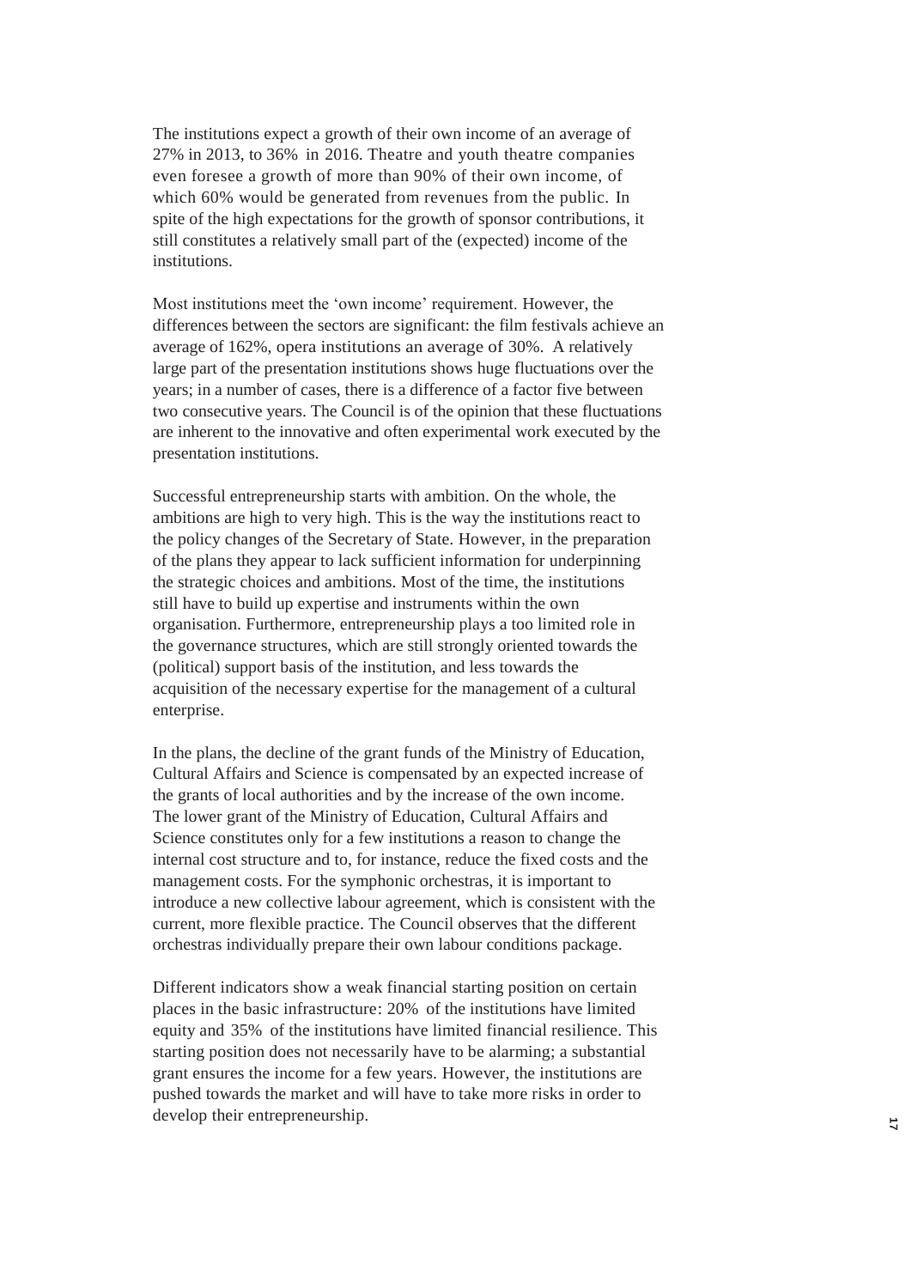The institutions expect a growth of their own income of an average of 27% in 2013, to 36% in 2016. Theatre and youth theatre companies even foresee a growth of more than 90% of their own income, of which 60% would be generated from revenues from the public. In spite of the high expectations for the growth of sponsor contributions, it still constitutes a relatively small part of the (expected) income of the institutions.

Most institutions meet the 'own income' requirement. However, the differences between the sectors are significant: the film festivals achieve an average of 162%, opera institutions an average of 30%. A relatively large part of the presentation institutions shows huge fluctuations over the years; in a number of cases, there is a difference of a factor five between two consecutive years. The Council is of the opinion that these fluctuations are inherent to the innovative and often experimental work executed by the presentation institutions.

Successful entrepreneurship starts with ambition. On the whole, the ambitions are high to very high. This is the way the institutions react to the policy changes of the Secretary of State. However, in the preparation of the plans they appear to lack sufficient information for underpinning the strategic choices and ambitions. Most of the time, the institutions still have to build up expertise and instruments within the own organisation. Furthermore, entrepreneurship plays a too limited role in the governance structures, which are still strongly oriented towards the (political) support basis of the institution, and less towards the acquisition of the necessary expertise for the management of a cultural enterprise.

In the plans, the decline of the grant funds of the Ministry of Education, Cultural Affairs and Science is compensated by an expected increase of the grants of local authorities and by the increase of the own income. The lower grant of the Ministry of Education, Cultural Affairs and Science constitutes only for a few institutions a reason to change the internal cost structure and to, for instance, reduce the fixed costs and the management costs. For the symphonic orchestras, it is important to introduce a new collective labour agreement, which is consistent with the current, more flexible practice. The Council observes that the different orchestras individually prepare their own labour conditions package.

Different indicators show a weak financial starting position on certain places in the basic infrastructure: 20% of the institutions have limited equity and 35% of the institutions have limited financial resilience. This starting position does not necessarily have to be alarming; a substantial grant ensures the income for a few years. However, the institutions are pushed towards the market and will have to take more risks in order to develop their entrepreneurship.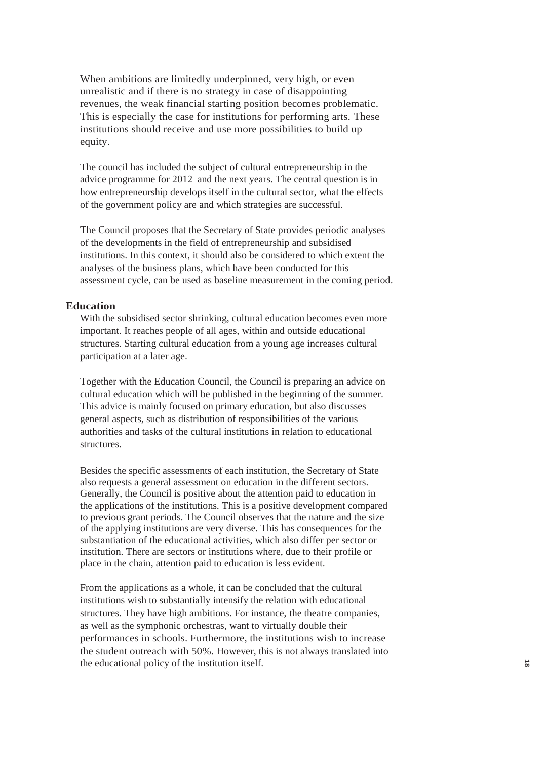When ambitions are limitedly underpinned, very high, or even unrealistic and if there is no strategy in case of disappointing revenues, the weak financial starting position becomes problematic. This is especially the case for institutions for performing arts. These institutions should receive and use more possibilities to build up equity.

The council has included the subject of cultural entrepreneurship in the advice programme for 2012 and the next years. The central question is in how entrepreneurship develops itself in the cultural sector, what the effects of the government policy are and which strategies are successful.

The Council proposes that the Secretary of State provides periodic analyses of the developments in the field of entrepreneurship and subsidised institutions. In this context, it should also be considered to which extent the analyses of the business plans, which have been conducted for this assessment cycle, can be used as baseline measurement in the coming period.

**Education**

With the subsidised sector shrinking, cultural education becomes even more important. It reaches people of all ages, within and outside educational structures. Starting cultural education from a young age increases cultural participation at a later age.

Together with the Education Council, the Council is preparing an advice on cultural education which will be published in the beginning of the summer. This advice is mainly focused on primary education, but also discusses general aspects, such as distribution of responsibilities of the various authorities and tasks of the cultural institutions in relation to educational structures.

Besides the specific assessments of each institution, the Secretary of State also requests a general assessment on education in the different sectors. Generally, the Council is positive about the attention paid to education in the applications of the institutions. This is a positive development compared to previous grant periods. The Council observes that the nature and the size of the applying institutions are very diverse. This has consequences for the substantiation of the educational activities, which also differ per sector or institution. There are sectors or institutions where, due to their profile or place in the chain, attention paid to education is less evident.

From the applications as a whole, it can be concluded that the cultural institutions wish to substantially intensify the relation with educational structures. They have high ambitions. For instance, the theatre companies, as well as the symphonic orchestras, want to virtually double their performances in schools. Furthermore, the institutions wish to increase the student outreach with 50%. However, this is not always translated into the educational policy of the institution itself.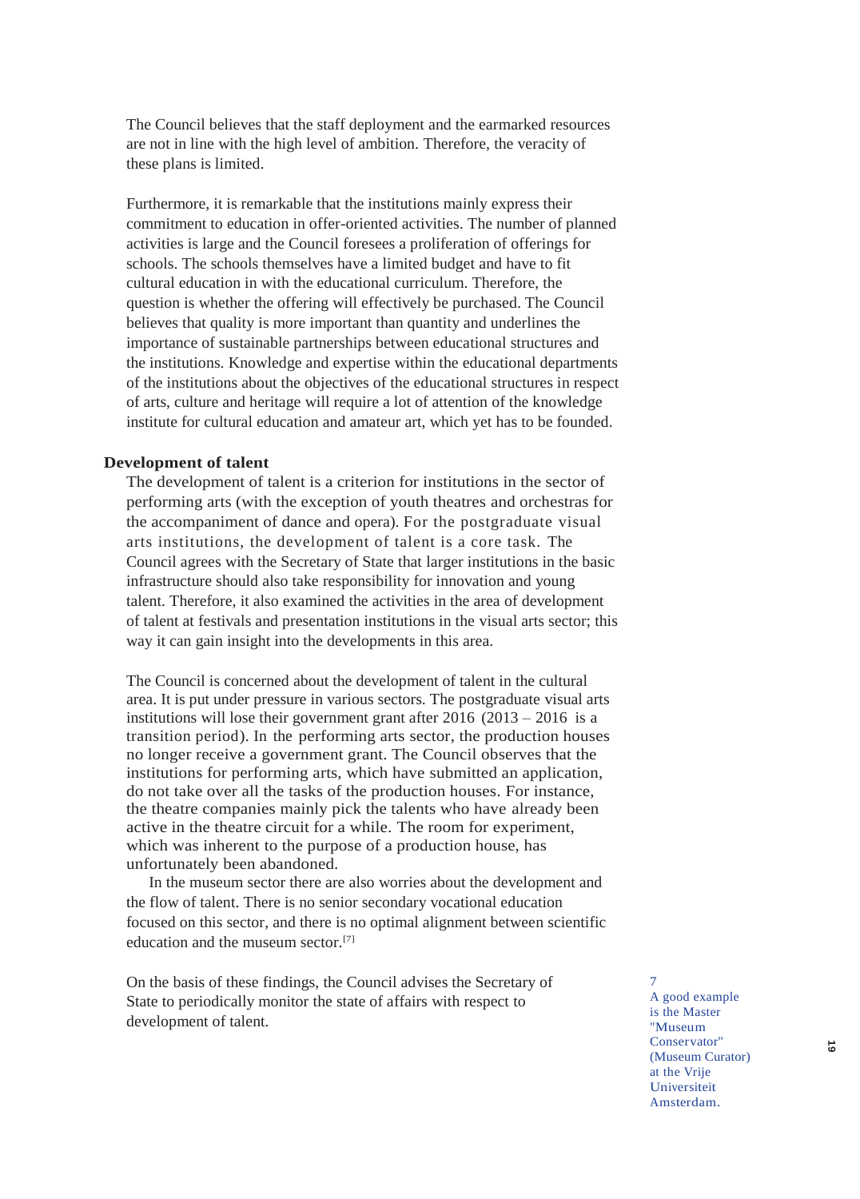The Council believes that the staff deployment and the earmarked resources are not in line with the high level of ambition. Therefore, the veracity of these plans is limited.

Furthermore, it is remarkable that the institutions mainly express their commitment to education in offer-oriented activities. The number of planned activities is large and the Council foresees a proliferation of offerings for schools. The schools themselves have a limited budget and have to fit cultural education in with the educational curriculum. Therefore, the question is whether the offering will effectively be purchased. The Council believes that quality is more important than quantity and underlines the importance of sustainable partnerships between educational structures and the institutions. Knowledge and expertise within the educational departments of the institutions about the objectives of the educational structures in respect of arts, culture and heritage will require a lot of attention of the knowledge institute for cultural education and amateur art, which yet has to be founded.

**Development of talent**

The development of talent is a criterion for institutions in the sector of performing arts (with the exception of youth theatres and orchestras for the accompaniment of dance and opera). For the postgraduate visual arts institutions, the development of talent is a core task. The Council agrees with the Secretary of State that larger institutions in the basic infrastructure should also take responsibility for innovation and young talent. Therefore, it also examined the activities in the area of development of talent at festivals and presentation institutions in the visual arts sector; this way it can gain insight into the developments in this area.

The Council is concerned about the development of talent in the cultural area. It is put under pressure in various sectors. The postgraduate visual arts institutions will lose their government grant after 2016 (2013 – 2016 is a transition period). In the performing arts sector, the production houses no longer receive a government grant. The Council observes that the institutions for performing arts, which have submitted an application, do not take over all the tasks of the production houses. For instance, the theatre companies mainly pick the talents who have already been active in the theatre circuit for a while. The room for experiment, which was inherent to the purpose of a production house, has unfortunately been abandoned.

In the museum sector there are also worries about the development and the flow of talent. There is no senior secondary vocational education focused on this sector, and there is no optimal alignment between scientific education and the museum sector.[7]

On the basis of these findings, the Council advises the Secretary of State to periodically monitor the state of affairs with respect to development of talent.

7 A good example is the Master "Museum Conservator" (Museum Curator) at the Vrije Universiteit Amsterdam.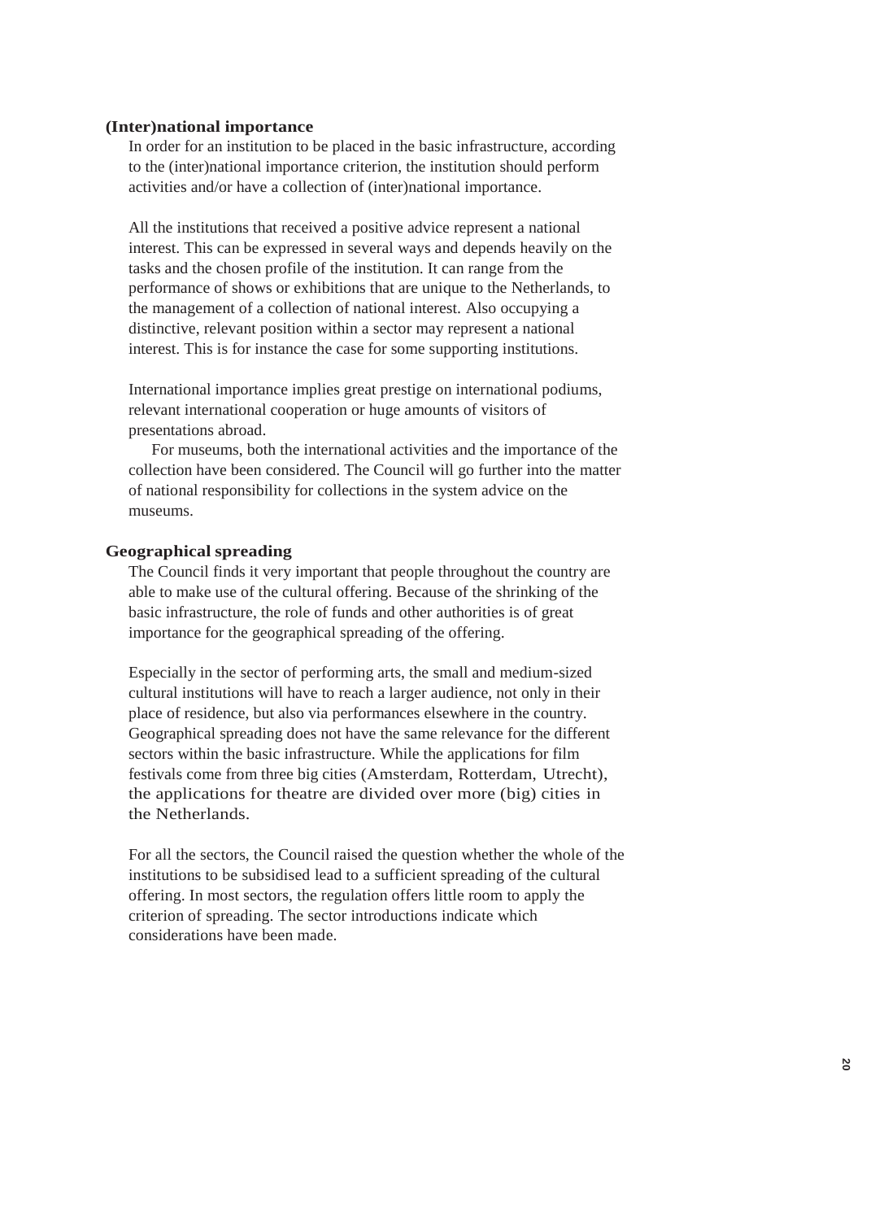## (Inter)national importance

In order for an institution to be placed in the basic infrastructure, according to the (inter)national importance criterion, the institution should perform activities and/or have a collection of (inter)national importance.

All the institutions that received a positive advice represent a national interest. This can be expressed in several ways and depends heavily on the tasks and the chosen profile of the institution. It can range from the performance of shows or exhibitions that are unique to the Netherlands, to the management of a collection of national interest. Also occupying a distinctive, relevant position within a sector may represent a national interest. This is for instance the case for some supporting institutions.

International importance implies great prestige on international podiums, relevant international cooperation or huge amounts of visitors of presentations abroad.

For museums, both the international activities and the importance of the collection have been considered. The Council will go further into the matter of national responsibility for collections in the system advice on the museums.

## Geographical spreading

The Council finds it very important that people throughout the country are able to make use of the cultural offering. Because of the shrinking of the basic infrastructure, the role of funds and other authorities is of great importance for the geographical spreading of the offering.

Especially in the sector of performing arts, the small and medium-sized cultural institutions will have to reach a larger audience, not only in their place of residence, but also via performances elsewhere in the country. Geographical spreading does not have the same relevance for the different sectors within the basic infrastructure. While the applications for film festivals come from three big cities (Amsterdam, Rotterdam, Utrecht), the applications for theatre are divided over more (big) cities in the Netherlands.

For all the sectors, the Council raised the question whether the whole of the institutions to be subsidised lead to a sufficient spreading of the cultural offering. In most sectors, the regulation offers little room to apply the criterion of spreading. The sector introductions indicate which considerations have been made.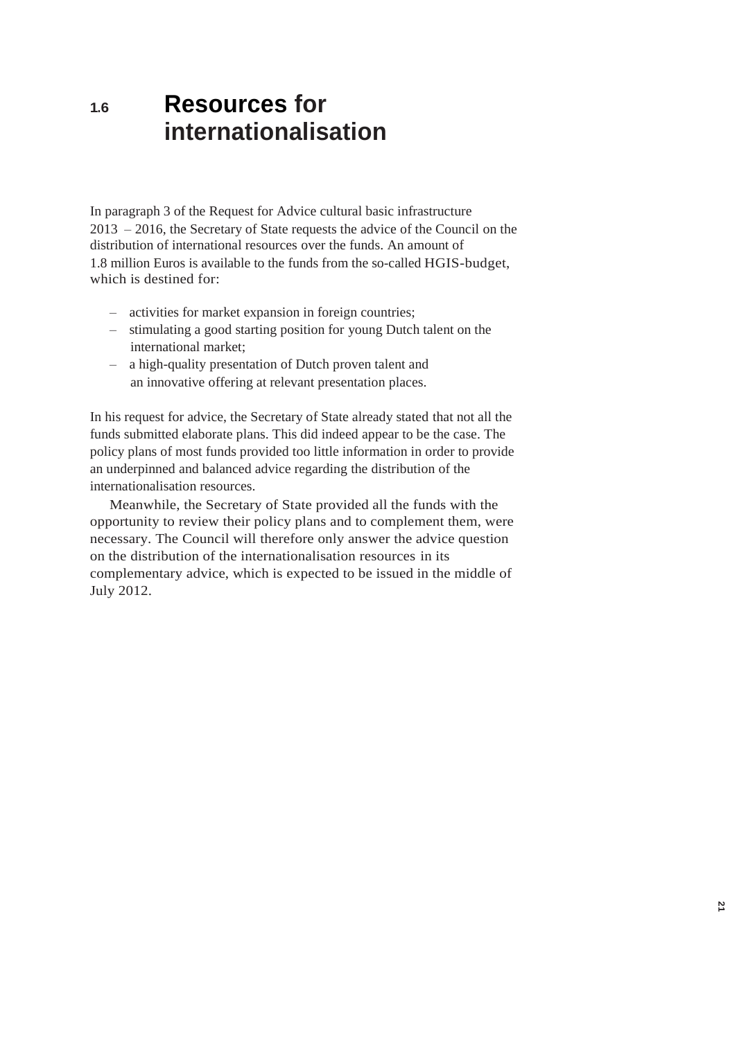## 1.6 Resources for internationalisation

In paragraph 3 of the Request for Advice cultural basic infrastructure 2013 – 2016, the Secretary of State requests the advice of the Council on the distribution of international resources over the funds. An amount of 1.8 million Euros is available to the funds from the so-called HGIS-budget, which is destined for:

- activities for market expansion in foreign countries;
- stimulating a good starting position for young Dutch talent on the international market;
- a high-quality presentation of Dutch proven talent and an innovative offering at relevant presentation places.

In his request for advice, the Secretary of State already stated that not all the funds submitted elaborate plans. This did indeed appear to be the case. The policy plans of most funds provided too little information in order to provide an underpinned and balanced advice regarding the distribution of the internationalisation resources.

Meanwhile, the Secretary of State provided all the funds with the opportunity to review their policy plans and to complement them, were necessary. The Council will therefore only answer the advice question on the distribution of the internationalisation resources in its complementary advice, which is expected to be issued in the middle of July 2012.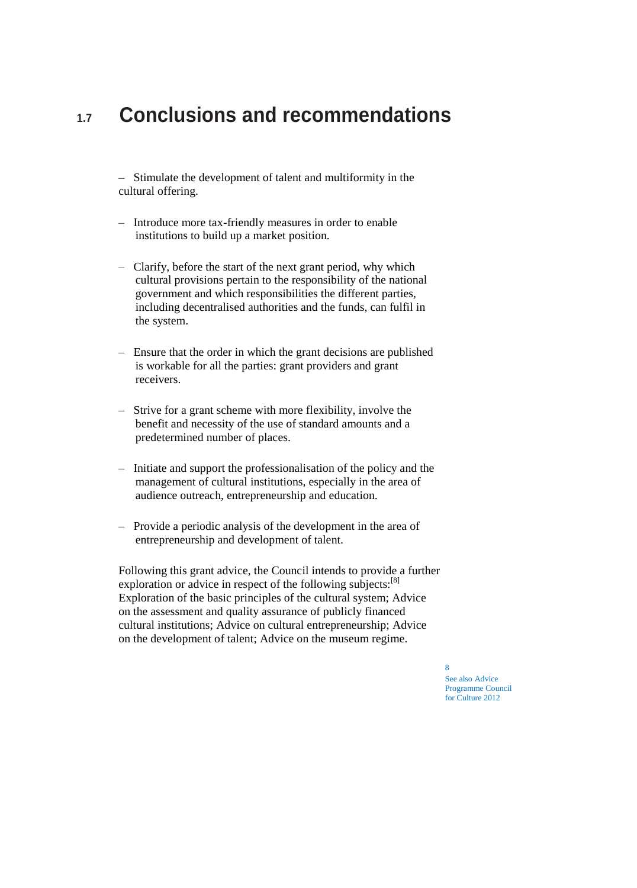## 1.7 Conclusions and recommendations

- Stimulate the development of talent and multiformity in the cultural offering.
- Introduce more tax-friendly measures in order to enable institutions to build up a market position.
- Clarify, before the start of the next grant period, why which cultural provisions pertain to the responsibility of the national government and which responsibilities the different parties, including decentralised authorities and the funds, can fulfil in the system.
- Ensure that the order in which the grant decisions are published is workable for all the parties: grant providers and grant receivers.
- Strive for a grant scheme with more flexibility, involve the benefit and necessity of the use of standard amounts and a predetermined number of places.
- Initiate and support the professionalisation of the policy and the management of cultural institutions, especially in the area of audience outreach, entrepreneurship and education.
- Provide a periodic analysis of the development in the area of entrepreneurship and development of talent.

Following this grant advice, the Council intends to provide a further exploration or advice in respect of the following subjects:[8] Exploration of the basic principles of the cultural system; Advice on the assessment and quality assurance of publicly financed cultural institutions; Advice on cultural entrepreneurship; Advice on the development of talent; Advice on the museum regime.

8 See also Advice Programme Council for Culture 2012